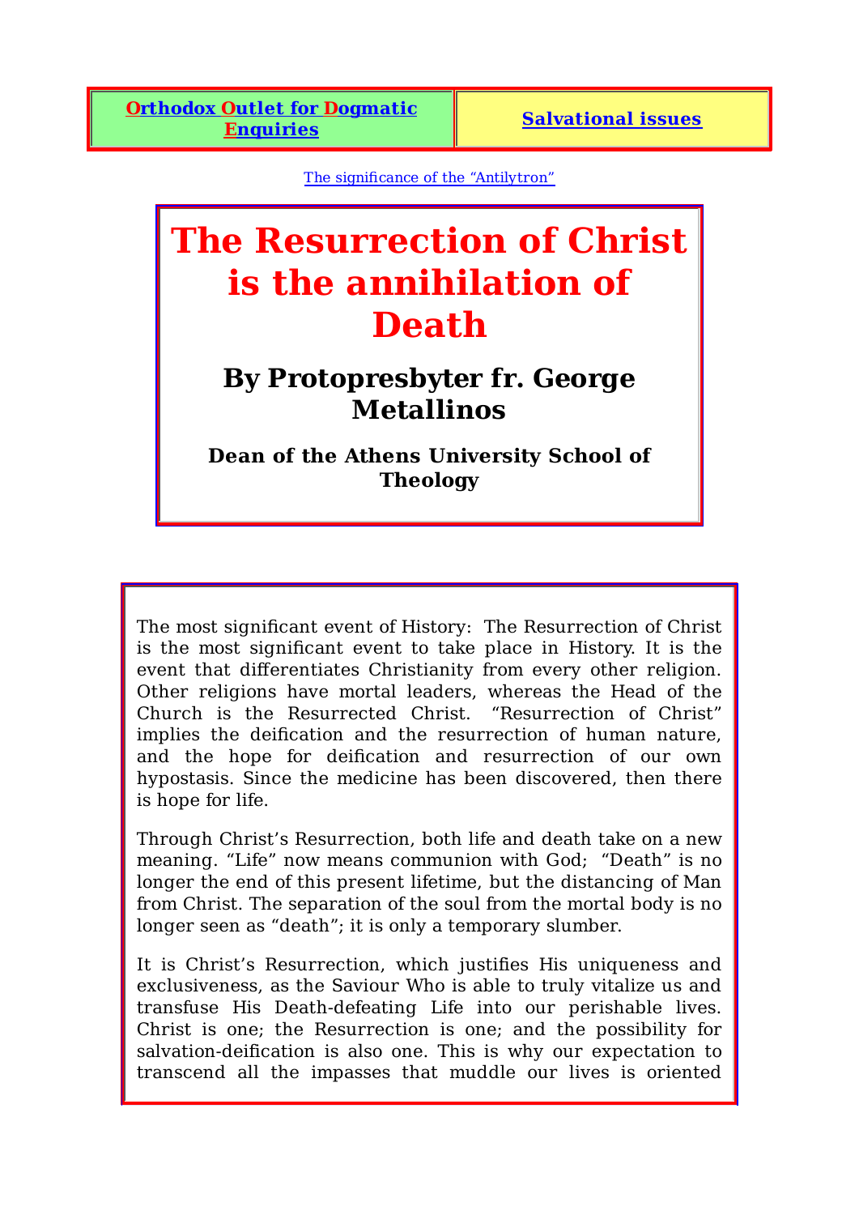| Orthodox Outlet for Dogmatic Enquiries | Salvational issues |
|---|---|

The significance of the "Antilytron"

# The Resurrection of Christ is the annihilation of Death

## By Protopresbyter fr. George Metallinos

### Dean of the Athens University School of Theology

The most significant event of History: The Resurrection of Christ is the most significant event to take place in History. It is the event that differentiates Christianity from every other religion. Other religions have mortal leaders, whereas the Head of the Church is the Resurrected Christ. "Resurrection of Christ" implies the deification and the resurrection of human nature, and the hope for deification and resurrection of our own hypostasis. Since the medicine has been discovered, then there is hope for life.

Through Christ's Resurrection, both life and death take on a new meaning. "Life" now means communion with God; "Death" is no longer the end of this present lifetime, but the distancing of Man from Christ. The separation of the soul from the mortal body is no longer seen as "death"; it is only a temporary slumber.

It is Christ's Resurrection, which justifies His uniqueness and exclusiveness, as the Saviour Who is able to truly vitalize us and transfuse His Death-defeating Life into our perishable lives. Christ is one; the Resurrection is one; and the possibility for salvation-deification is also one. This is why our expectation to transcend all the impasses that muddle our lives is oriented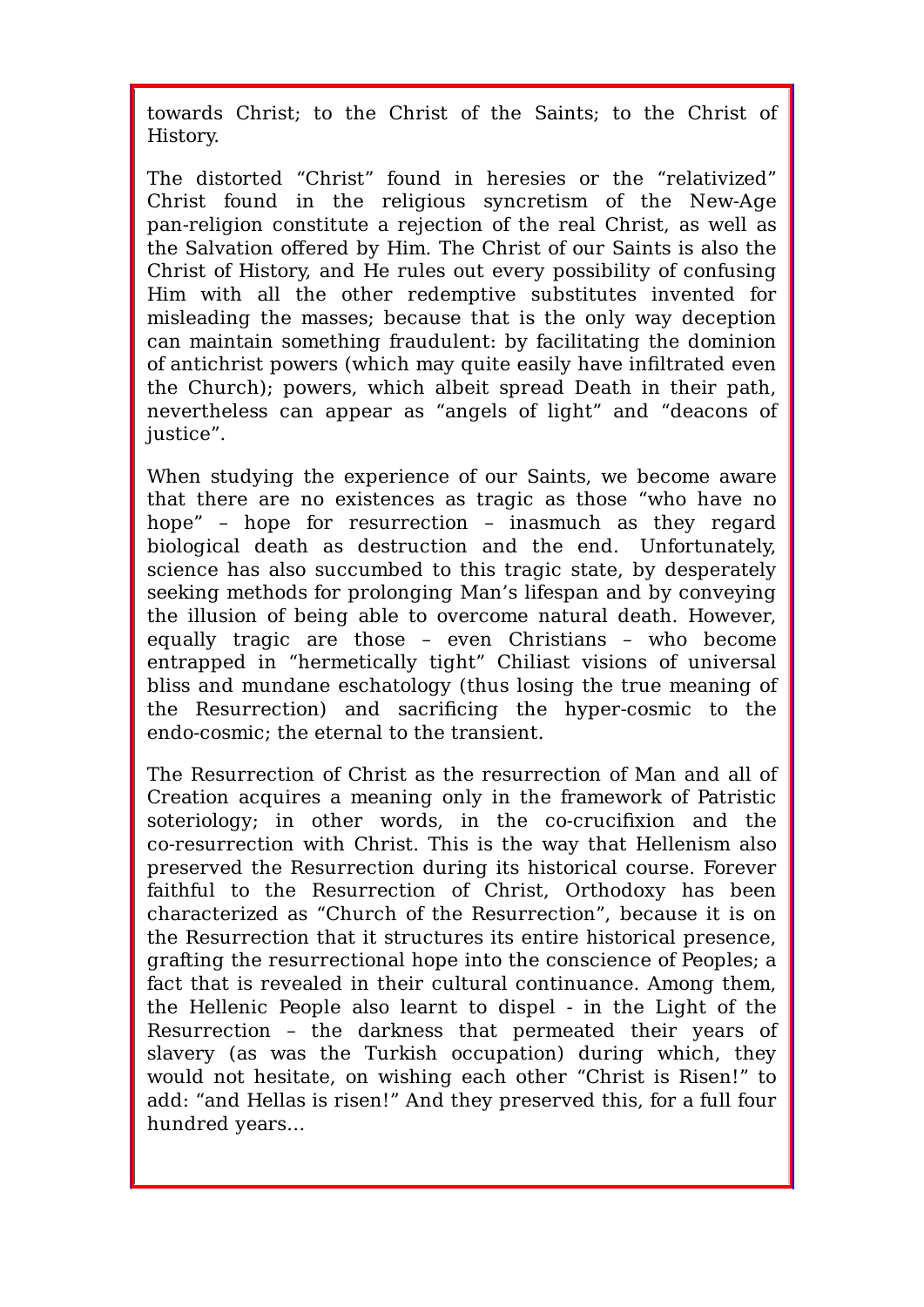towards Christ; to the Christ of the Saints; to the Christ of History.

The distorted "Christ" found in heresies or the "relativized" Christ found in the religious syncretism of the New-Age pan-religion constitute a rejection of the real Christ, as well as the Salvation offered by Him. The Christ of our Saints is also the Christ of History, and He rules out every possibility of confusing Him with all the other redemptive substitutes invented for misleading the masses; because that is the only way deception can maintain something fraudulent: by facilitating the dominion of antichrist powers (which may quite easily have infiltrated even the Church); powers, which albeit spread Death in their path, nevertheless can appear as "angels of light" and "deacons of justice".

When studying the experience of our Saints, we become aware that there are no existences as tragic as those "who have no hope" – hope for resurrection – inasmuch as they regard biological death as destruction and the end. Unfortunately, science has also succumbed to this tragic state, by desperately seeking methods for prolonging Man's lifespan and by conveying the illusion of being able to overcome natural death. However, equally tragic are those – even Christians – who become entrapped in "hermetically tight" Chiliast visions of universal bliss and mundane eschatology (thus losing the true meaning of the Resurrection) and sacrificing the hyper-cosmic to the endo-cosmic; the eternal to the transient.

The Resurrection of Christ as the resurrection of Man and all of Creation acquires a meaning only in the framework of Patristic soteriology; in other words, in the co-crucifixion and the co-resurrection with Christ. This is the way that Hellenism also preserved the Resurrection during its historical course. Forever faithful to the Resurrection of Christ, Orthodoxy has been characterized as "Church of the Resurrection", because it is on the Resurrection that it structures its entire historical presence, grafting the resurrectional hope into the conscience of Peoples; a fact that is revealed in their cultural continuance. Among them, the Hellenic People also learnt to dispel - in the Light of the Resurrection – the darkness that permeated their years of slavery (as was the Turkish occupation) during which, they would not hesitate, on wishing each other "Christ is Risen!" to add: "and Hellas is risen!" And they preserved this, for a full four hundred years...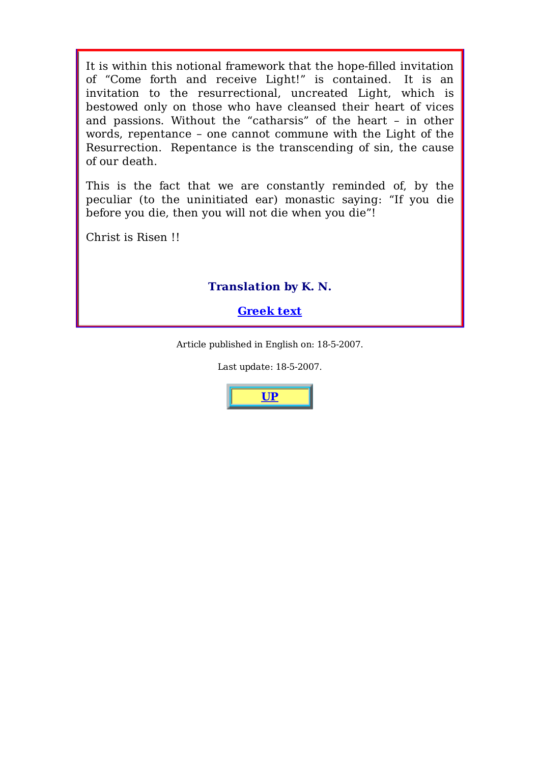It is within this notional framework that the hope-filled invitation of "Come forth and receive Light!" is contained. It is an invitation to the resurrectional, uncreated Light, which is bestowed only on those who have cleansed their heart of vices and passions. Without the "catharsis" of the heart – in other words, repentance – one cannot commune with the Light of the Resurrection. Repentance is the transcending of sin, the cause of our death.

This is the fact that we are constantly reminded of, by the peculiar (to the uninitiated ear) monastic saying: "If you die before you die, then you will not die when you die"!

Christ is Risen !!

**Translation by K. N.**

**Greek text**

Article published in English on: 18-5-2007.

Last update: 18-5-2007.

**UP**